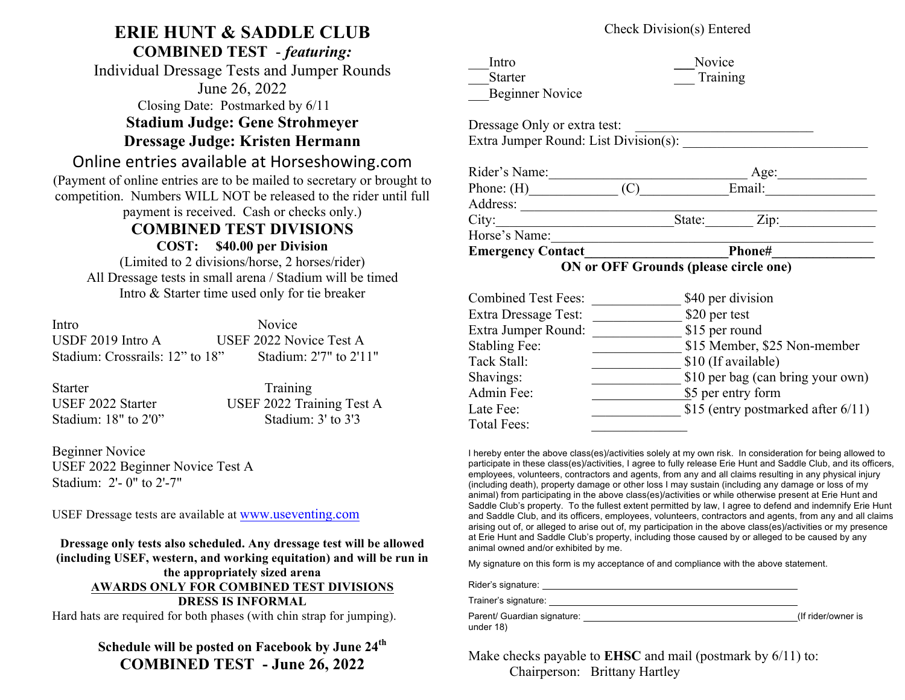# ERIE HUNT & SADDLE CLUB

## COMBINED TEST - *featuring:*

Individual Dressage Tests and Jumper Rounds

June 26, 2022

Closing Date: Postmarked by 6/11

**Stadium Judge: Gene Strohmeyer**

**Dressage Judge: Kristen Hermann**

Online entries available at Horseshowing.com

(Payment of online entries are to be mailed to secretary or brought to competition. Numbers WILL NOT be released to the rider until full payment is received. Cash or checks only.)

## COMBINED TEST DIVISIONS

**COST: $40.00 per Division**

(Limited to 2 divisions/horse, 2 horses/rider)

All Dressage tests in small arena / Stadium will be timed

Intro & Starter time used only for tie breaker

Intro
USDF 2019 Intro A
Stadium: Crossrails: 12" to 18"

Novice
USEF 2022 Novice Test A
Stadium: 2'7" to 2'11"

Starter
USEF 2022 Starter
Stadium: 18" to 2'0"

Training
USEF 2022 Training Test A
Stadium: 3' to 3'3

Beginner Novice
USEF 2022 Beginner Novice Test A
Stadium: 2'- 0" to 2'-7"

USEF Dressage tests are available at www.useventing.com

**Dressage only tests also scheduled. Any dressage test will be allowed (including USEF, western, and working equitation) and will be run in the appropriately sized arena**

**AWARDS ONLY FOR COMBINED TEST DIVISIONS**

**DRESS IS INFORMAL**

Hard hats are required for both phases (with chin strap for jumping).

**Schedule will be posted on Facebook by June 24th**

**COMBINED TEST - June 26, 2022**

Check Division(s) Entered

___Intro
___Starter
___Beginner Novice
___Novice
___ Training

Dressage Only or extra test: ___________________________

Extra Jumper Round: List Division(s): ___________________________

Rider's Name:_____________________________ Age:_____________

Phone: (H)_____________ (C)_____________Email:________________

Address: _________________________________________________

City:__________________________State:_______ Zip:______________

Horse's Name:_____________________________________________

**Emergency Contact____________________Phone#_______________**

**ON or OFF Grounds (please circle one)**

| | | |
|---|---|---|
| Combined Test Fees: | _____________ | $40 per division |
| Extra Dressage Test: | _____________ | $20 per test |
| Extra Jumper Round: | _____________ | $15 per round |
| Stabling Fee: | _____________ | $15 Member, $25 Non-member |
| Tack Stall: | _____________ | $10 (If available) |
| Shavings: | _____________ | $10 per bag (can bring your own) |
| Admin Fee: | _____________ | $5 per entry form |
| Late Fee: | _____________ | $15 (entry postmarked after 6/11) |
| Total Fees: | _____________ | |

I hereby enter the above class(es)/activities solely at my own risk. In consideration for being allowed to participate in these class(es)/activities, I agree to fully release Erie Hunt and Saddle Club, and its officers, employees, volunteers, contractors and agents, from any and all claims resulting in any physical injury (including death), property damage or other loss I may sustain (including any damage or loss of my animal) from participating in the above class(es)/activities or while otherwise present at Erie Hunt and Saddle Club's property. To the fullest extent permitted by law, I agree to defend and indemnify Erie Hunt and Saddle Club, and its officers, employees, volunteers, contractors and agents, from any and all claims arising out of, or alleged to arise out of, my participation in the above class(es)/activities or my presence at Erie Hunt and Saddle Club's property, including those caused by or alleged to be caused by any animal owned and/or exhibited by me.

My signature on this form is my acceptance of and compliance with the above statement.

Rider's signature: _____________________________________________

Trainer's signature: ___________________________________________

Parent/ Guardian signature: _____________________________________(If rider/owner is under 18)

Make checks payable to **EHSC** and mail (postmark by 6/11) to:

Chairperson: Brittany Hartley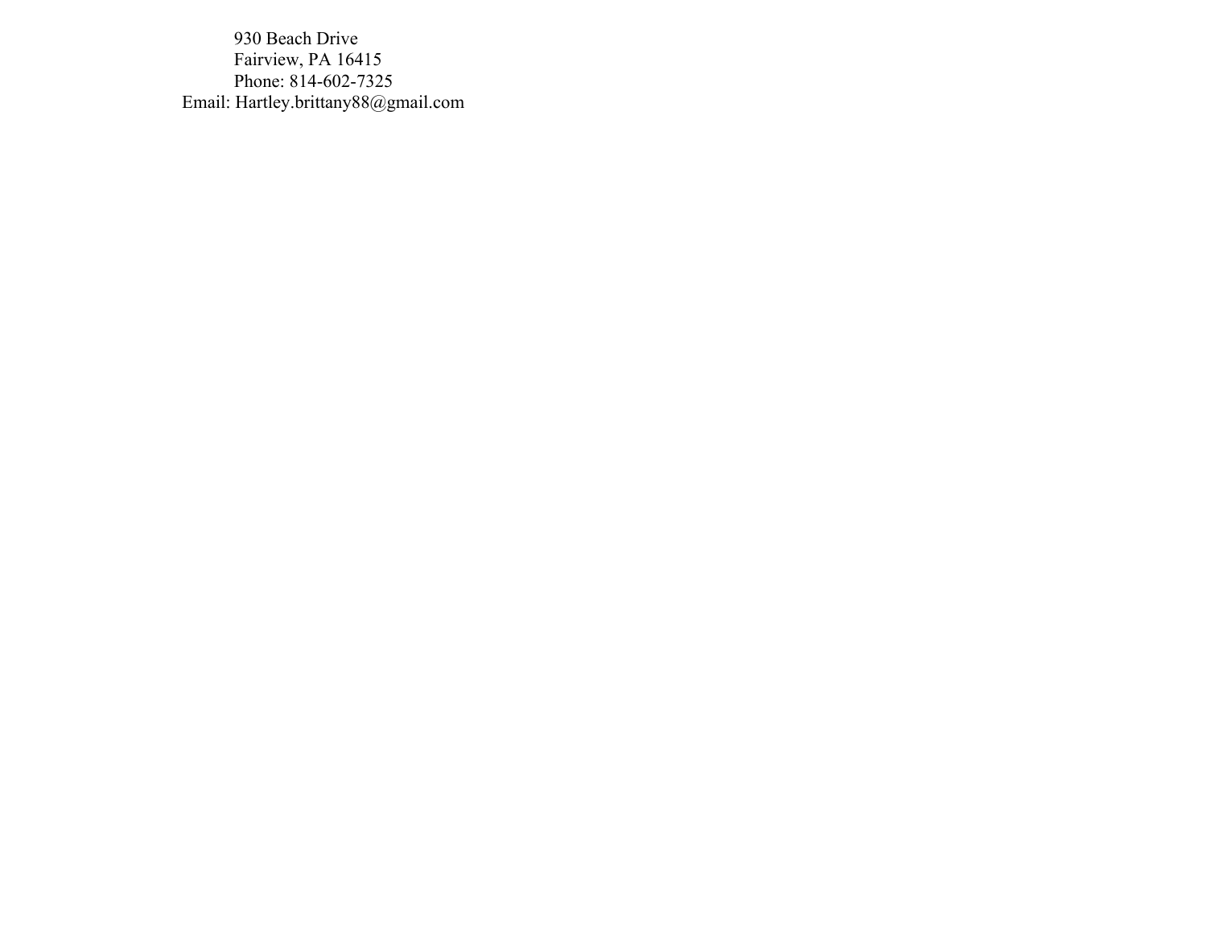930 Beach Drive
Fairview, PA 16415
Phone: 814-602-7325
Email: Hartley.brittany88@gmail.com